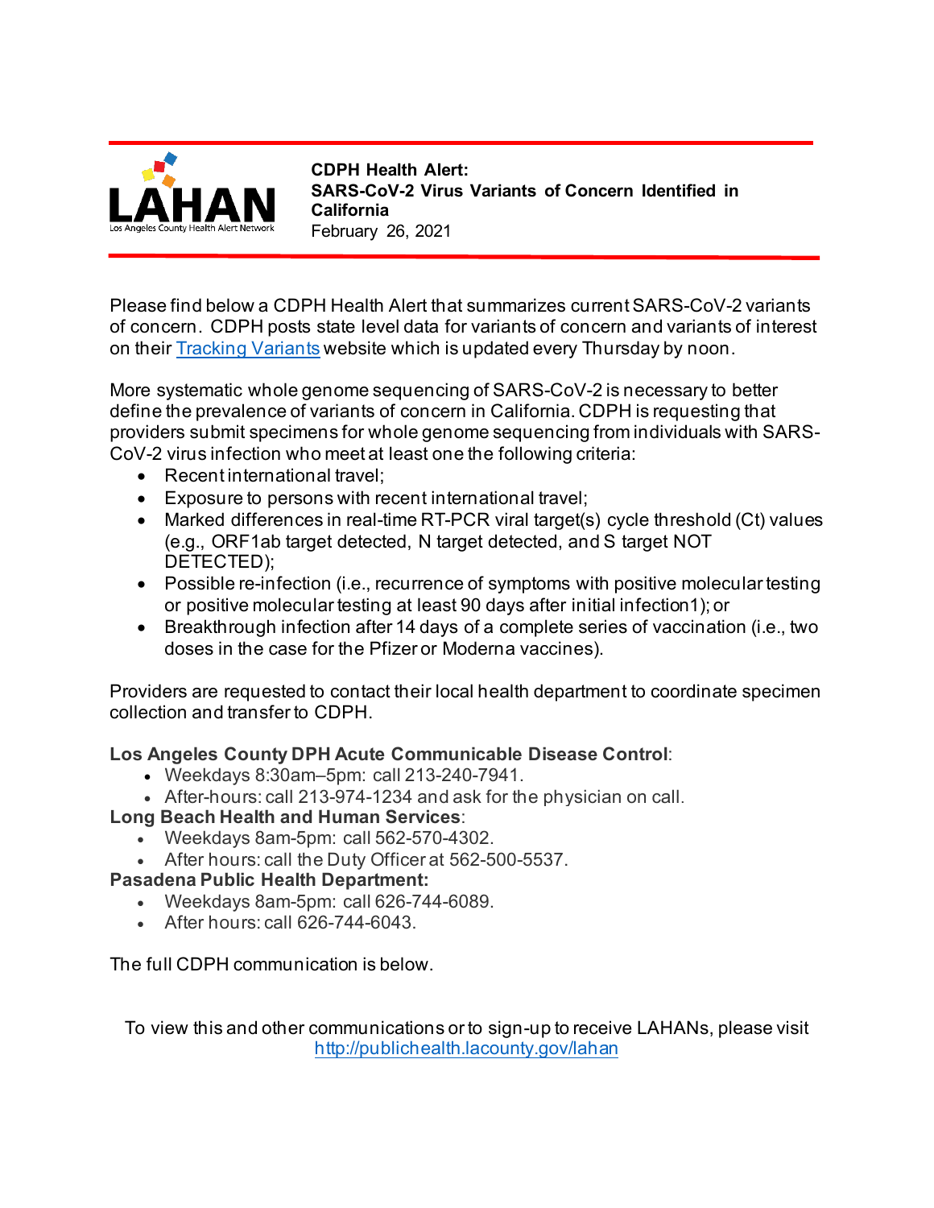LAHAN
Los Angeles County Health Alert Network

**CDPH Health Alert:**
**SARS-CoV-2 Virus Variants of Concern Identified in California**
February 26, 2021

Please find below a CDPH Health Alert that summarizes current SARS-CoV-2 variants of concern. CDPH posts state level data for variants of concern and variants of interest on their [Tracking Variants](Tracking Variants) website which is updated every Thursday by noon.

More systematic whole genome sequencing of SARS-CoV-2 is necessary to better define the prevalence of variants of concern in California. CDPH is requesting that providers submit specimens for whole genome sequencing from individuals with SARS-CoV-2 virus infection who meet at least one the following criteria:

- Recent international travel;
- Exposure to persons with recent international travel;
- Marked differences in real-time RT-PCR viral target(s) cycle threshold (Ct) values (e.g., ORF1ab target detected, N target detected, and S target NOT DETECTED);
- Possible re-infection (i.e., recurrence of symptoms with positive molecular testing or positive molecular testing at least 90 days after initial infection1); or
- Breakthrough infection after 14 days of a complete series of vaccination (i.e., two doses in the case for the Pfizer or Moderna vaccines).

Providers are requested to contact their local health department to coordinate specimen collection and transfer to CDPH.

**Los Angeles County DPH Acute Communicable Disease Control**:
- Weekdays 8:30am–5pm: call 213-240-7941.
- After-hours: call 213-974-1234 and ask for the physician on call.

**Long Beach Health and Human Services**:
- Weekdays 8am-5pm: call 562-570-4302.
- After hours: call the Duty Officer at 562-500-5537.

**Pasadena Public Health Department:**
- Weekdays 8am-5pm: call 626-744-6089.
- After hours: call 626-744-6043.

The full CDPH communication is below.

To view this and other communications or to sign-up to receive LAHANs, please visit [http://publichealth.lacounty.gov/lahan](http://publichealth.lacounty.gov/lahan)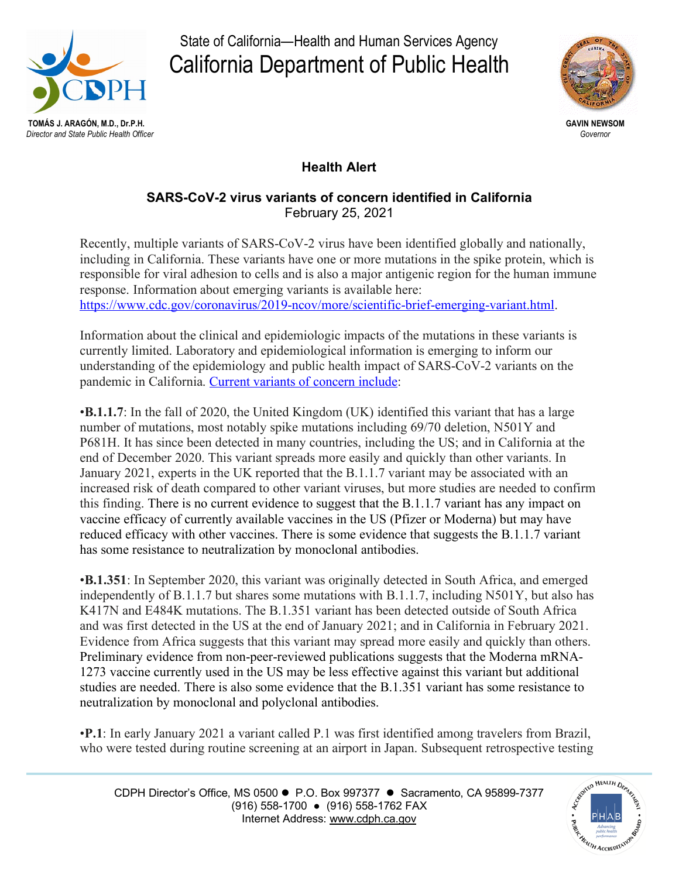State of California—Health and Human Services Agency

# California Department of Public Health

**TOMÁS J. ARAGÓN, M.D., Dr.P.H.**
*Director and State Public Health Officer*

**GAVIN NEWSOM**
*Governor*

## Health Alert

### SARS-CoV-2 virus variants of concern identified in California

February 25, 2021

Recently, multiple variants of SARS-CoV-2 virus have been identified globally and nationally, including in California. These variants have one or more mutations in the spike protein, which is responsible for viral adhesion to cells and is also a major antigenic region for the human immune response. Information about emerging variants is available here: [https://www.cdc.gov/coronavirus/2019-ncov/more/scientific-brief-emerging-variant.html](https://www.cdc.gov/coronavirus/2019-ncov/more/scientific-brief-emerging-variant.html).

Information about the clinical and epidemiologic impacts of the mutations in these variants is currently limited. Laboratory and epidemiological information is emerging to inform our understanding of the epidemiology and public health impact of SARS-CoV-2 variants on the pandemic in California. Current variants of concern include:

•**B.1.1.7**: In the fall of 2020, the United Kingdom (UK) identified this variant that has a large number of mutations, most notably spike mutations including 69/70 deletion, N501Y and P681H. It has since been detected in many countries, including the US; and in California at the end of December 2020. This variant spreads more easily and quickly than other variants. In January 2021, experts in the UK reported that the B.1.1.7 variant may be associated with an increased risk of death compared to other variant viruses, but more studies are needed to confirm this finding. There is no current evidence to suggest that the B.1.1.7 variant has any impact on vaccine efficacy of currently available vaccines in the US (Pfizer or Moderna) but may have reduced efficacy with other vaccines. There is some evidence that suggests the B.1.1.7 variant has some resistance to neutralization by monoclonal antibodies.

•**B.1.351**: In September 2020, this variant was originally detected in South Africa, and emerged independently of B.1.1.7 but shares some mutations with B.1.1.7, including N501Y, but also has K417N and E484K mutations. The B.1.351 variant has been detected outside of South Africa and was first detected in the US at the end of January 2021; and in California in February 2021. Evidence from Africa suggests that this variant may spread more easily and quickly than others. Preliminary evidence from non-peer-reviewed publications suggests that the Moderna mRNA-1273 vaccine currently used in the US may be less effective against this variant but additional studies are needed. There is also some evidence that the B.1.351 variant has some resistance to neutralization by monoclonal and polyclonal antibodies.

•**P.1**: In early January 2021 a variant called P.1 was first identified among travelers from Brazil, who were tested during routine screening at an airport in Japan. Subsequent retrospective testing

CDPH Director's Office, MS 0500 ● P.O. Box 997377 ● Sacramento, CA 95899-7377
(916) 558-1700 ● (916) 558-1762 FAX
Internet Address: www.cdph.ca.gov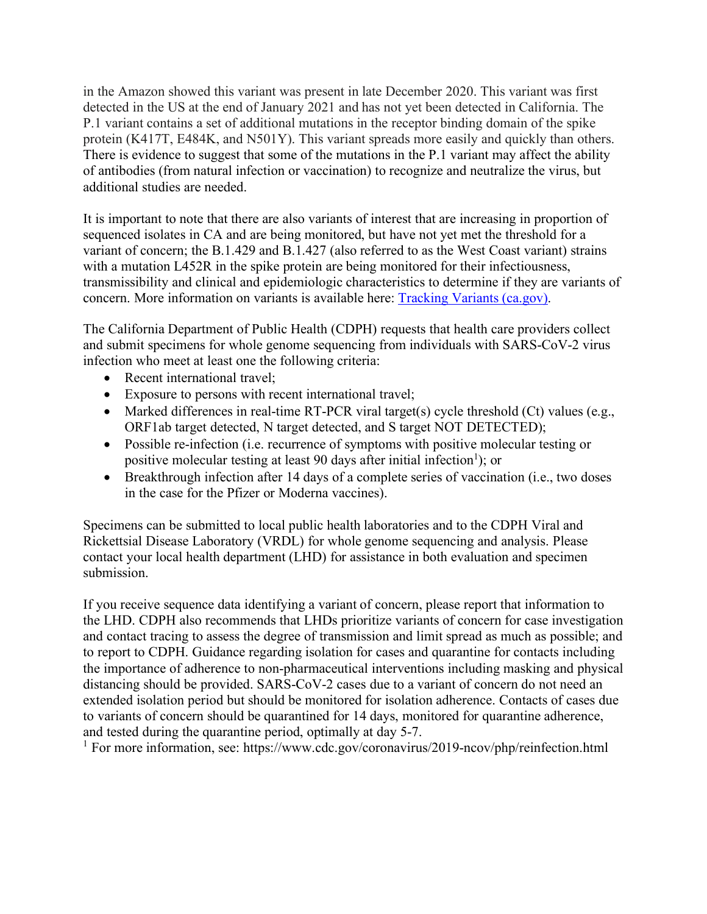in the Amazon showed this variant was present in late December 2020. This variant was first detected in the US at the end of January 2021 and has not yet been detected in California. The P.1 variant contains a set of additional mutations in the receptor binding domain of the spike protein (K417T, E484K, and N501Y). This variant spreads more easily and quickly than others. There is evidence to suggest that some of the mutations in the P.1 variant may affect the ability of antibodies (from natural infection or vaccination) to recognize and neutralize the virus, but additional studies are needed.

It is important to note that there are also variants of interest that are increasing in proportion of sequenced isolates in CA and are being monitored, but have not yet met the threshold for a variant of concern; the B.1.429 and B.1.427 (also referred to as the West Coast variant) strains with a mutation L452R in the spike protein are being monitored for their infectiousness, transmissibility and clinical and epidemiologic characteristics to determine if they are variants of concern. More information on variants is available here: [Tracking Variants (ca.gov).](Tracking Variants (ca.gov))

The California Department of Public Health (CDPH) requests that health care providers collect and submit specimens for whole genome sequencing from individuals with SARS-CoV-2 virus infection who meet at least one the following criteria:

- Recent international travel;
- Exposure to persons with recent international travel;
- Marked differences in real-time RT-PCR viral target(s) cycle threshold (Ct) values (e.g., ORF1ab target detected, N target detected, and S target NOT DETECTED);
- Possible re-infection (i.e. recurrence of symptoms with positive molecular testing or positive molecular testing at least 90 days after initial infection[1]); or
- Breakthrough infection after 14 days of a complete series of vaccination (i.e., two doses in the case for the Pfizer or Moderna vaccines).

Specimens can be submitted to local public health laboratories and to the CDPH Viral and Rickettsial Disease Laboratory (VRDL) for whole genome sequencing and analysis. Please contact your local health department (LHD) for assistance in both evaluation and specimen submission.

If you receive sequence data identifying a variant of concern, please report that information to the LHD. CDPH also recommends that LHDs prioritize variants of concern for case investigation and contact tracing to assess the degree of transmission and limit spread as much as possible; and to report to CDPH. Guidance regarding isolation for cases and quarantine for contacts including the importance of adherence to non-pharmaceutical interventions including masking and physical distancing should be provided. SARS-CoV-2 cases due to a variant of concern do not need an extended isolation period but should be monitored for isolation adherence. Contacts of cases due to variants of concern should be quarantined for 14 days, monitored for quarantine adherence, and tested during the quarantine period, optimally at day 5-7.

[1] For more information, see: https://www.cdc.gov/coronavirus/2019-ncov/php/reinfection.html